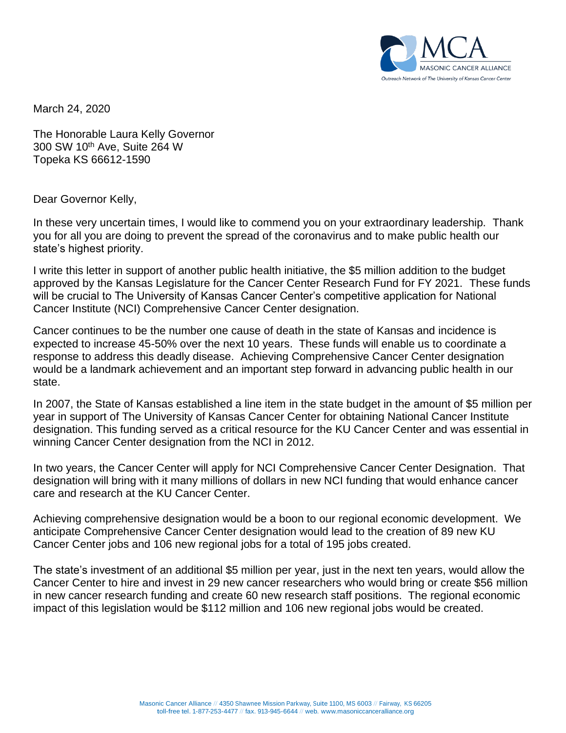MCA
MASONIC CANCER ALLIANCE
*Outreach Network of The University of Kansas Cancer Center*

March 24, 2020

The Honorable Laura Kelly Governor
300 SW 10th Ave, Suite 264 W
Topeka KS 66612-1590

Dear Governor Kelly,

In these very uncertain times, I would like to commend you on your extraordinary leadership. Thank you for all you are doing to prevent the spread of the coronavirus and to make public health our state's highest priority.

I write this letter in support of another public health initiative, the $5 million addition to the budget approved by the Kansas Legislature for the Cancer Center Research Fund for FY 2021. These funds will be crucial to The University of Kansas Cancer Center's competitive application for National Cancer Institute (NCI) Comprehensive Cancer Center designation.

Cancer continues to be the number one cause of death in the state of Kansas and incidence is expected to increase 45-50% over the next 10 years. These funds will enable us to coordinate a response to address this deadly disease. Achieving Comprehensive Cancer Center designation would be a landmark achievement and an important step forward in advancing public health in our state.

In 2007, the State of Kansas established a line item in the state budget in the amount of $5 million per year in support of The University of Kansas Cancer Center for obtaining National Cancer Institute designation. This funding served as a critical resource for the KU Cancer Center and was essential in winning Cancer Center designation from the NCI in 2012.

In two years, the Cancer Center will apply for NCI Comprehensive Cancer Center Designation. That designation will bring with it many millions of dollars in new NCI funding that would enhance cancer care and research at the KU Cancer Center.

Achieving comprehensive designation would be a boon to our regional economic development. We anticipate Comprehensive Cancer Center designation would lead to the creation of 89 new KU Cancer Center jobs and 106 new regional jobs for a total of 195 jobs created.

The state's investment of an additional $5 million per year, just in the next ten years, would allow the Cancer Center to hire and invest in 29 new cancer researchers who would bring or create $56 million in new cancer research funding and create 60 new research staff positions. The regional economic impact of this legislation would be $112 million and 106 new regional jobs would be created.

Masonic Cancer Alliance // 4350 Shawnee Mission Parkway, Suite 1100, MS 6003 // Fairway, KS 66205
toll-free tel. 1-877-253-4477 // fax. 913-945-6644 // web. www.masoniccanceralliance.org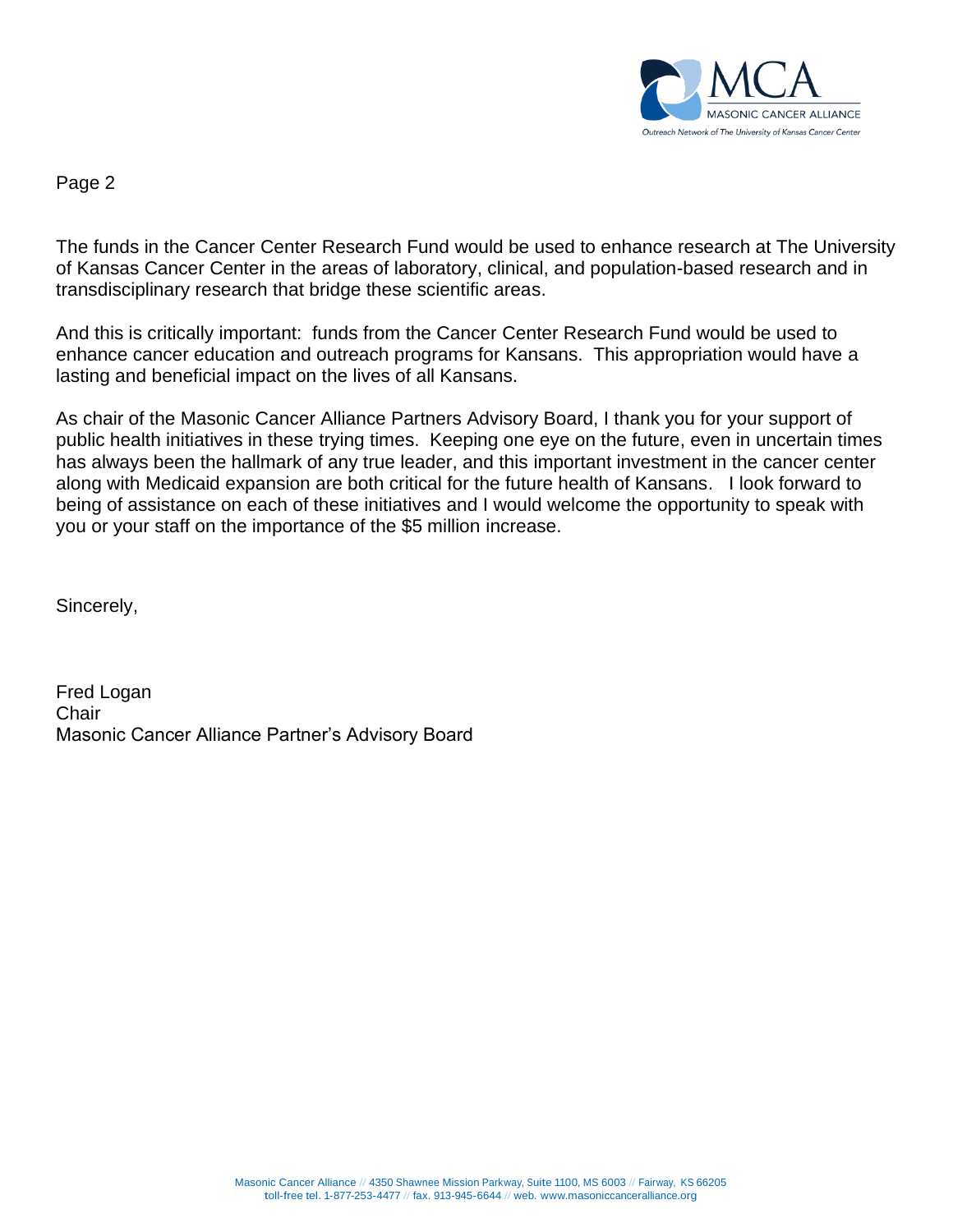The funds in the Cancer Center Research Fund would be used to enhance research at The University of Kansas Cancer Center in the areas of laboratory, clinical, and population-based research and in transdisciplinary research that bridge these scientific areas.

And this is critically important: funds from the Cancer Center Research Fund would be used to enhance cancer education and outreach programs for Kansans. This appropriation would have a lasting and beneficial impact on the lives of all Kansans.

As chair of the Masonic Cancer Alliance Partners Advisory Board, I thank you for your support of public health initiatives in these trying times. Keeping one eye on the future, even in uncertain times has always been the hallmark of any true leader, and this important investment in the cancer center along with Medicaid expansion are both critical for the future health of Kansans. I look forward to being of assistance on each of these initiatives and I would welcome the opportunity to speak with you or your staff on the importance of the $5 million increase.

Sincerely,

Fred Logan
Chair
Masonic Cancer Alliance Partner's Advisory Board

Masonic Cancer Alliance // 4350 Shawnee Mission Parkway, Suite 1100, MS 6003 // Fairway, KS 66205
toll-free tel. 1-877-253-4477 // fax. 913-945-6644 // web. www.masoniccanceralliance.org